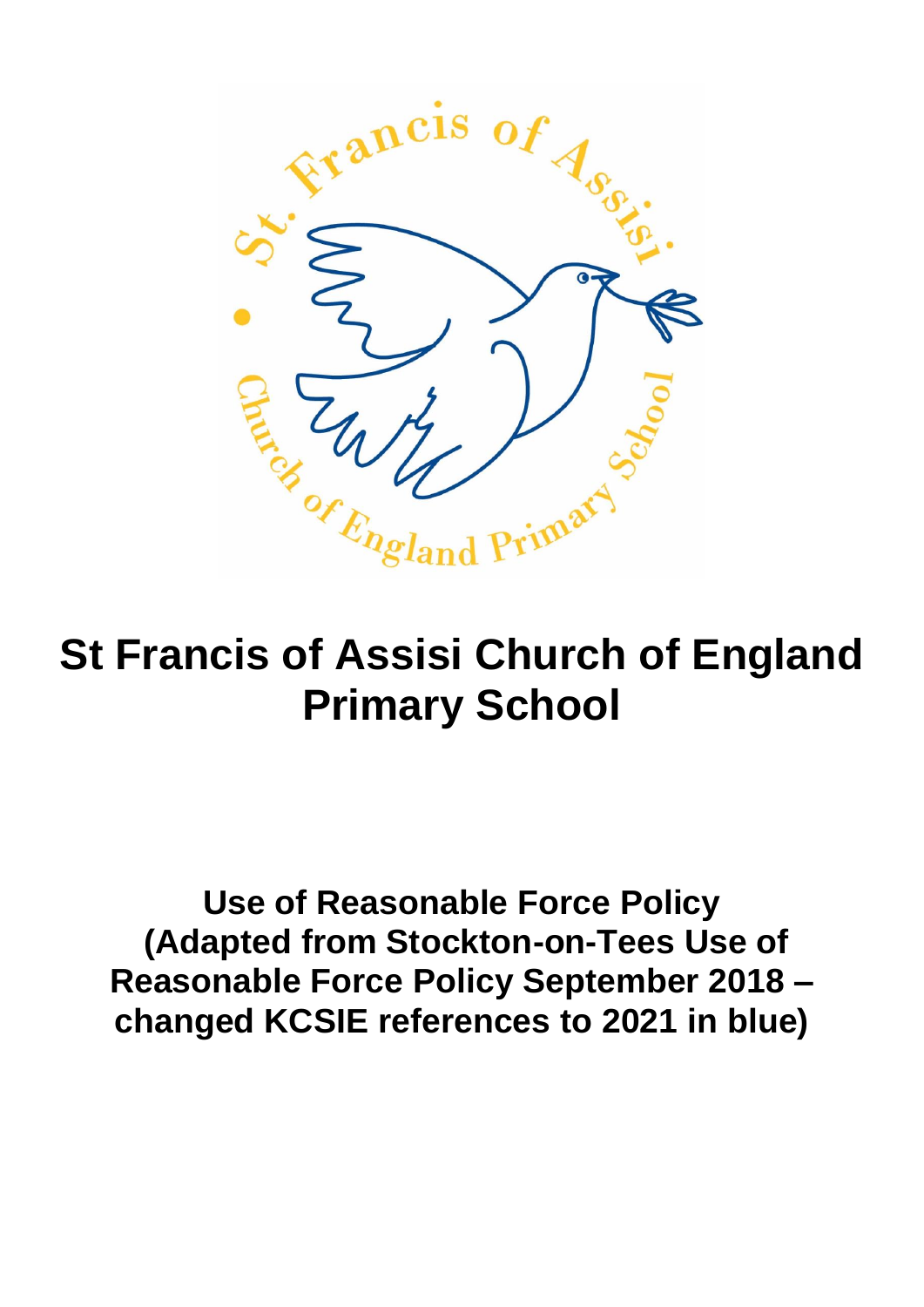# St Francis of Assisi Church of England Primary School

## Use of Reasonable Force Policy (Adapted from Stockton-on-Tees Use of Reasonable Force Policy September 2018 – changed KCSIE references to 2021 in blue)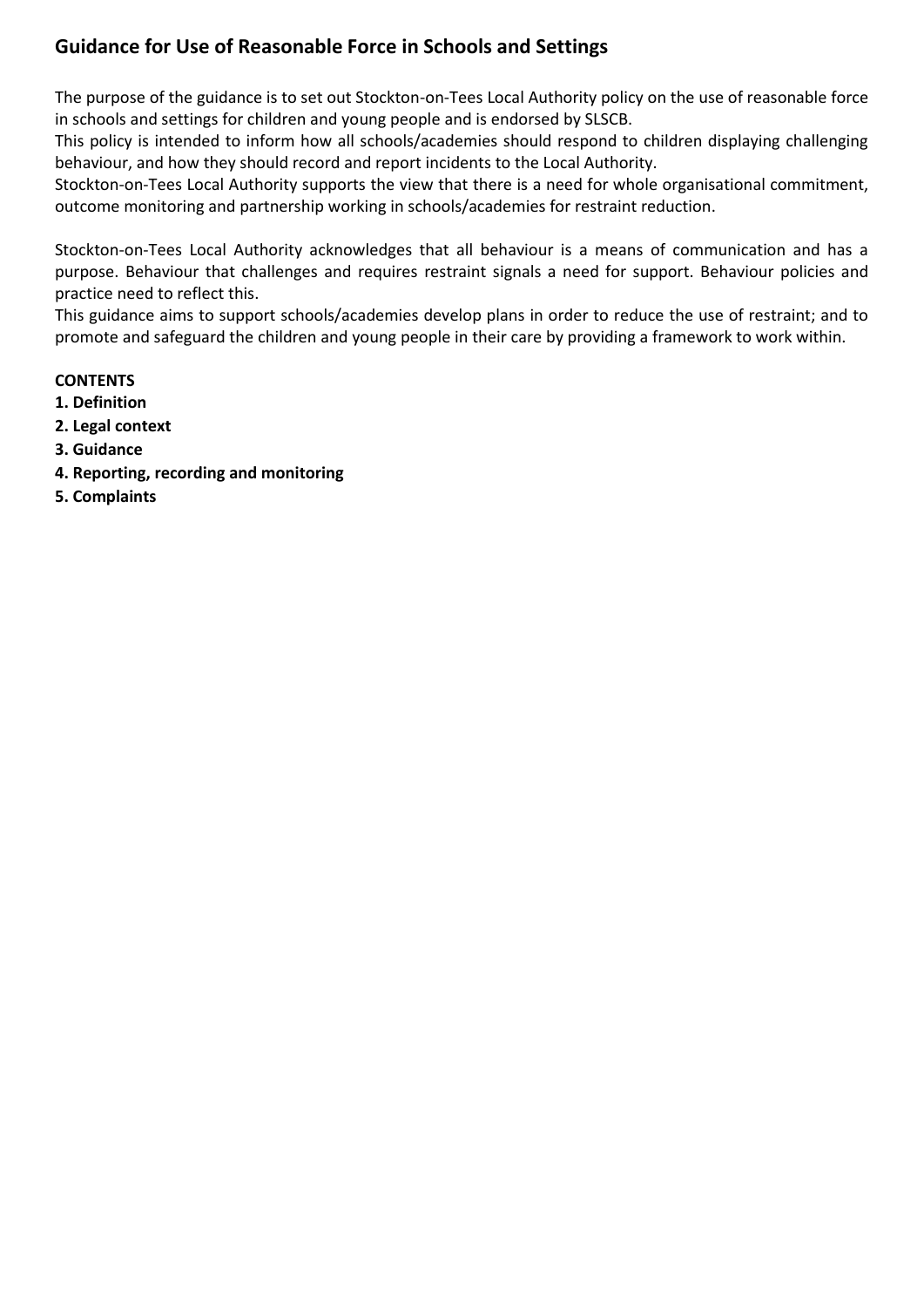## Guidance for Use of Reasonable Force in Schools and Settings

The purpose of the guidance is to set out Stockton-on-Tees Local Authority policy on the use of reasonable force in schools and settings for children and young people and is endorsed by SLSCB.
This policy is intended to inform how all schools/academies should respond to children displaying challenging behaviour, and how they should record and report incidents to the Local Authority.
Stockton-on-Tees Local Authority supports the view that there is a need for whole organisational commitment, outcome monitoring and partnership working in schools/academies for restraint reduction.

Stockton-on-Tees Local Authority acknowledges that all behaviour is a means of communication and has a purpose. Behaviour that challenges and requires restraint signals a need for support. Behaviour policies and practice need to reflect this.
This guidance aims to support schools/academies develop plans in order to reduce the use of restraint; and to promote and safeguard the children and young people in their care by providing a framework to work within.

**CONTENTS**

**1. Definition**
**2. Legal context**
**3. Guidance**
**4. Reporting, recording and monitoring**
**5. Complaints**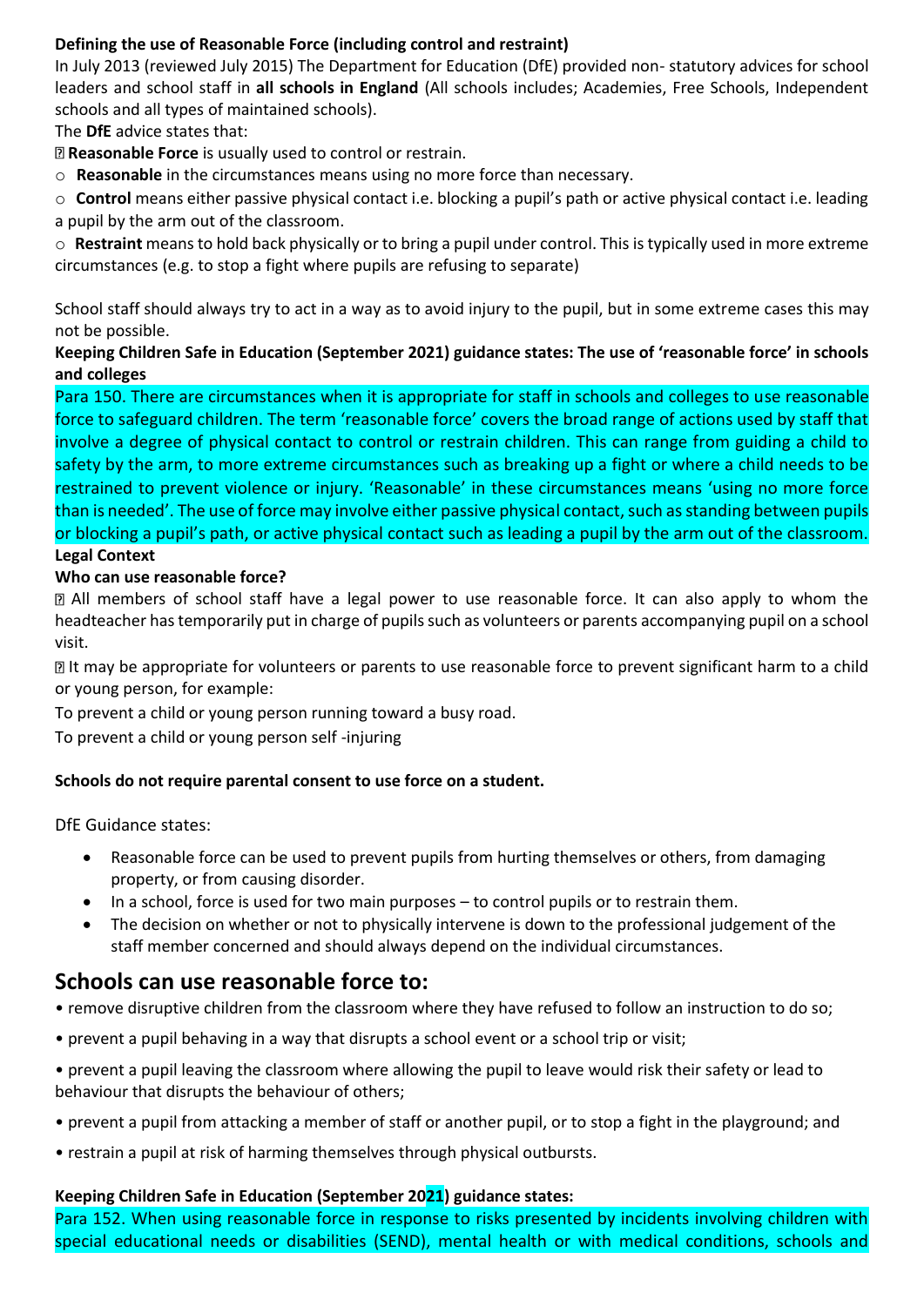**Defining the use of Reasonable Force (including control and restraint)**

In July 2013 (reviewed July 2015) The Department for Education (DfE) provided non- statutory advices for school leaders and school staff in **all schools in England** (All schools includes; Academies, Free Schools, Independent schools and all types of maintained schools).

The **DfE** advice states that:

- **Reasonable Force** is usually used to control or restrain.
  - **Reasonable** in the circumstances means using no more force than necessary.
  - **Control** means either passive physical contact i.e. blocking a pupil's path or active physical contact i.e. leading a pupil by the arm out of the classroom.
  - **Restraint** means to hold back physically or to bring a pupil under control. This is typically used in more extreme circumstances (e.g. to stop a fight where pupils are refusing to separate)

School staff should always try to act in a way as to avoid injury to the pupil, but in some extreme cases this may not be possible.

**Keeping Children Safe in Education (September 2021) guidance states: The use of 'reasonable force' in schools and colleges**

Para 150. There are circumstances when it is appropriate for staff in schools and colleges to use reasonable force to safeguard children. The term 'reasonable force' covers the broad range of actions used by staff that involve a degree of physical contact to control or restrain children. This can range from guiding a child to safety by the arm, to more extreme circumstances such as breaking up a fight or where a child needs to be restrained to prevent violence or injury. 'Reasonable' in these circumstances means 'using no more force than is needed'. The use of force may involve either passive physical contact, such as standing between pupils or blocking a pupil's path, or active physical contact such as leading a pupil by the arm out of the classroom.

**Legal Context**

**Who can use reasonable force?**

- All members of school staff have a legal power to use reasonable force. It can also apply to whom the headteacher has temporarily put in charge of pupils such as volunteers or parents accompanying pupil on a school visit.
- It may be appropriate for volunteers or parents to use reasonable force to prevent significant harm to a child or young person, for example:

To prevent a child or young person running toward a busy road.

To prevent a child or young person self -injuring

**Schools do not require parental consent to use force on a student.**

DfE Guidance states:

- Reasonable force can be used to prevent pupils from hurting themselves or others, from damaging property, or from causing disorder.
- In a school, force is used for two main purposes – to control pupils or to restrain them.
- The decision on whether or not to physically intervene is down to the professional judgement of the staff member concerned and should always depend on the individual circumstances.

## Schools can use reasonable force to:

- remove disruptive children from the classroom where they have refused to follow an instruction to do so;
- prevent a pupil behaving in a way that disrupts a school event or a school trip or visit;
- prevent a pupil leaving the classroom where allowing the pupil to leave would risk their safety or lead to behaviour that disrupts the behaviour of others;
- prevent a pupil from attacking a member of staff or another pupil, or to stop a fight in the playground; and
- restrain a pupil at risk of harming themselves through physical outbursts.

**Keeping Children Safe in Education (September 2021) guidance states:**

Para 152. When using reasonable force in response to risks presented by incidents involving children with special educational needs or disabilities (SEND), mental health or with medical conditions, schools and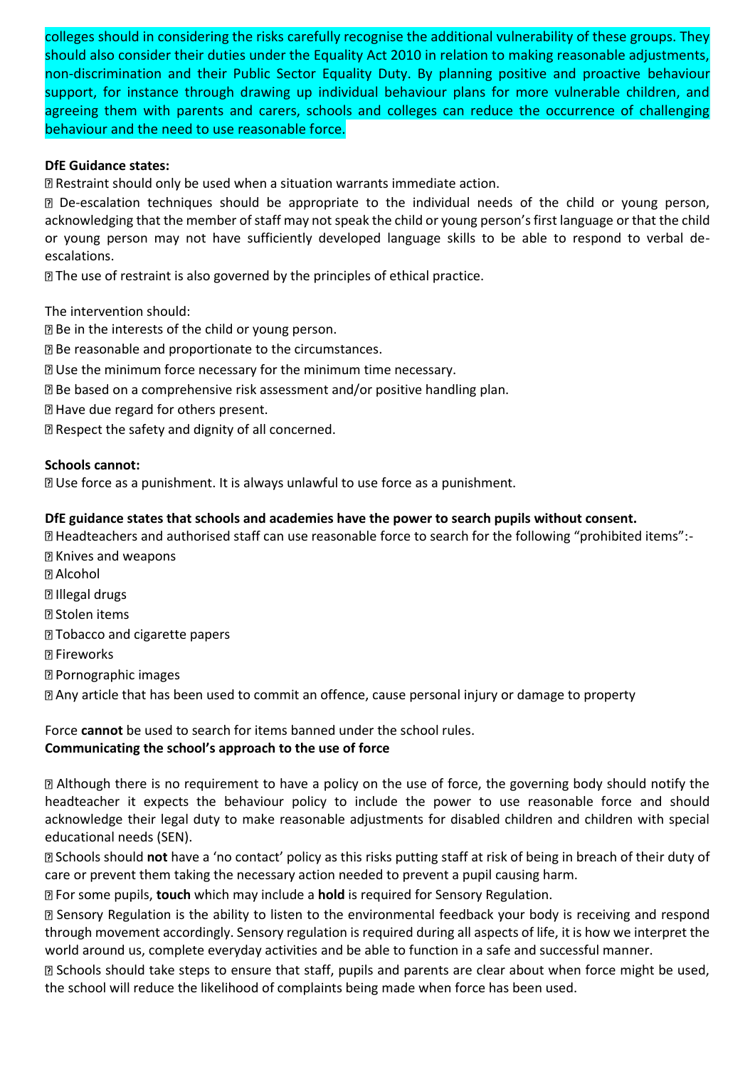colleges should in considering the risks carefully recognise the additional vulnerability of these groups. They should also consider their duties under the Equality Act 2010 in relation to making reasonable adjustments, non-discrimination and their Public Sector Equality Duty. By planning positive and proactive behaviour support, for instance through drawing up individual behaviour plans for more vulnerable children, and agreeing them with parents and carers, schools and colleges can reduce the occurrence of challenging behaviour and the need to use reasonable force.

**DfE Guidance states:**

- Restraint should only be used when a situation warrants immediate action.
- De-escalation techniques should be appropriate to the individual needs of the child or young person, acknowledging that the member of staff may not speak the child or young person's first language or that the child or young person may not have sufficiently developed language skills to be able to respond to verbal de-escalations.
- The use of restraint is also governed by the principles of ethical practice.

The intervention should:

- Be in the interests of the child or young person.
- Be reasonable and proportionate to the circumstances.
- Use the minimum force necessary for the minimum time necessary.
- Be based on a comprehensive risk assessment and/or positive handling plan.
- Have due regard for others present.
- Respect the safety and dignity of all concerned.

**Schools cannot:**

- Use force as a punishment. It is always unlawful to use force as a punishment.

**DfE guidance states that schools and academies have the power to search pupils without consent.**

- Headteachers and authorised staff can use reasonable force to search for the following "prohibited items":-
- Knives and weapons
- Alcohol
- Illegal drugs
- Stolen items
- Tobacco and cigarette papers
- Fireworks
- Pornographic images
- Any article that has been used to commit an offence, cause personal injury or damage to property

Force **cannot** be used to search for items banned under the school rules.

**Communicating the school's approach to the use of force**

- Although there is no requirement to have a policy on the use of force, the governing body should notify the headteacher it expects the behaviour policy to include the power to use reasonable force and should acknowledge their legal duty to make reasonable adjustments for disabled children and children with special educational needs (SEN).
- Schools should **not** have a 'no contact' policy as this risks putting staff at risk of being in breach of their duty of care or prevent them taking the necessary action needed to prevent a pupil causing harm.
- For some pupils, **touch** which may include a **hold** is required for Sensory Regulation.
- Sensory Regulation is the ability to listen to the environmental feedback your body is receiving and respond through movement accordingly. Sensory regulation is required during all aspects of life, it is how we interpret the world around us, complete everyday activities and be able to function in a safe and successful manner.
- Schools should take steps to ensure that staff, pupils and parents are clear about when force might be used, the school will reduce the likelihood of complaints being made when force has been used.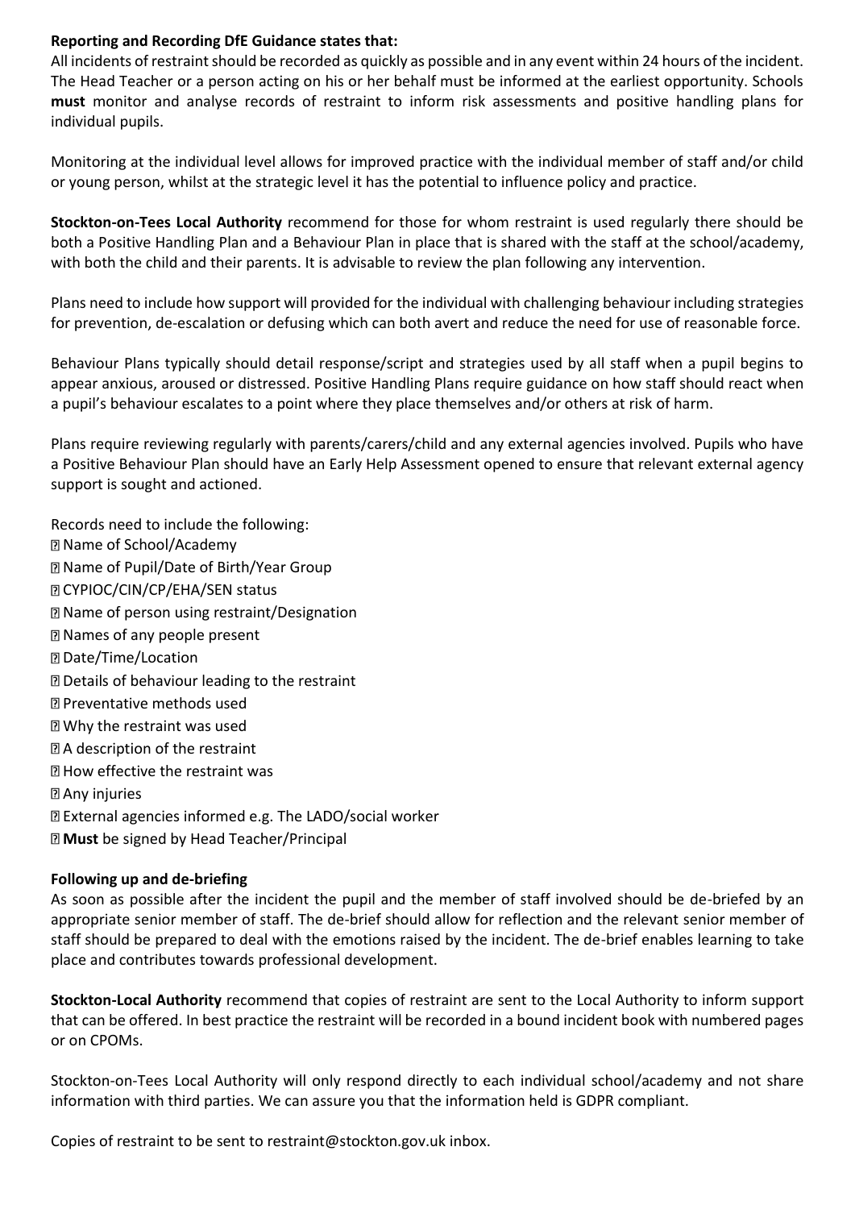**Reporting and Recording DfE Guidance states that:**
All incidents of restraint should be recorded as quickly as possible and in any event within 24 hours of the incident. The Head Teacher or a person acting on his or her behalf must be informed at the earliest opportunity. Schools **must** monitor and analyse records of restraint to inform risk assessments and positive handling plans for individual pupils.

Monitoring at the individual level allows for improved practice with the individual member of staff and/or child or young person, whilst at the strategic level it has the potential to influence policy and practice.

**Stockton-on-Tees Local Authority** recommend for those for whom restraint is used regularly there should be both a Positive Handling Plan and a Behaviour Plan in place that is shared with the staff at the school/academy, with both the child and their parents. It is advisable to review the plan following any intervention.

Plans need to include how support will provided for the individual with challenging behaviour including strategies for prevention, de-escalation or defusing which can both avert and reduce the need for use of reasonable force.

Behaviour Plans typically should detail response/script and strategies used by all staff when a pupil begins to appear anxious, aroused or distressed. Positive Handling Plans require guidance on how staff should react when a pupil's behaviour escalates to a point where they place themselves and/or others at risk of harm.

Plans require reviewing regularly with parents/carers/child and any external agencies involved. Pupils who have a Positive Behaviour Plan should have an Early Help Assessment opened to ensure that relevant external agency support is sought and actioned.

Records need to include the following:

- Name of School/Academy
- Name of Pupil/Date of Birth/Year Group
- CYPIOC/CIN/CP/EHA/SEN status
- Name of person using restraint/Designation
- Names of any people present
- Date/Time/Location
- Details of behaviour leading to the restraint
- Preventative methods used
- Why the restraint was used
- A description of the restraint
- How effective the restraint was
- Any injuries
- External agencies informed e.g. The LADO/social worker
- **Must** be signed by Head Teacher/Principal

**Following up and de-briefing**
As soon as possible after the incident the pupil and the member of staff involved should be de-briefed by an appropriate senior member of staff. The de-brief should allow for reflection and the relevant senior member of staff should be prepared to deal with the emotions raised by the incident. The de-brief enables learning to take place and contributes towards professional development.

**Stockton-Local Authority** recommend that copies of restraint are sent to the Local Authority to inform support that can be offered. In best practice the restraint will be recorded in a bound incident book with numbered pages or on CPOMs.

Stockton-on-Tees Local Authority will only respond directly to each individual school/academy and not share information with third parties. We can assure you that the information held is GDPR compliant.

Copies of restraint to be sent to restraint@stockton.gov.uk inbox.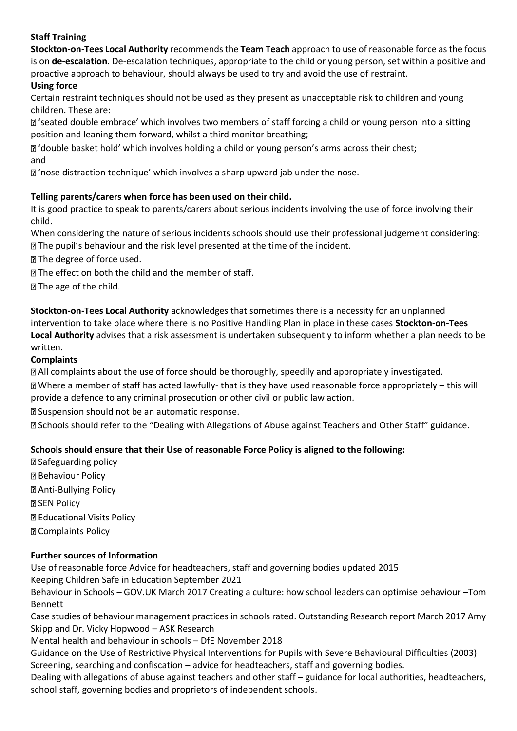**Staff Training**

**Stockton-on-Tees Local Authority** recommends the **Team Teach** approach to use of reasonable force as the focus is on **de-escalation**. De-escalation techniques, appropriate to the child or young person, set within a positive and proactive approach to behaviour, should always be used to try and avoid the use of restraint.

**Using force**

Certain restraint techniques should not be used as they present as unacceptable risk to children and young children. These are:

- 'seated double embrace' which involves two members of staff forcing a child or young person into a sitting position and leaning them forward, whilst a third monitor breathing;
- 'double basket hold' which involves holding a child or young person's arms across their chest; and
- 'nose distraction technique' which involves a sharp upward jab under the nose.

**Telling parents/carers when force has been used on their child.**

It is good practice to speak to parents/carers about serious incidents involving the use of force involving their child.

When considering the nature of serious incidents schools should use their professional judgement considering:

- The pupil's behaviour and the risk level presented at the time of the incident.
- The degree of force used.
- The effect on both the child and the member of staff.
- The age of the child.

**Stockton-on-Tees Local Authority** acknowledges that sometimes there is a necessity for an unplanned intervention to take place where there is no Positive Handling Plan in place in these cases **Stockton-on-Tees Local Authority** advises that a risk assessment is undertaken subsequently to inform whether a plan needs to be written.

**Complaints**

- All complaints about the use of force should be thoroughly, speedily and appropriately investigated.
- Where a member of staff has acted lawfully- that is they have used reasonable force appropriately – this will provide a defence to any criminal prosecution or other civil or public law action.
- Suspension should not be an automatic response.
- Schools should refer to the "Dealing with Allegations of Abuse against Teachers and Other Staff" guidance.

**Schools should ensure that their Use of reasonable Force Policy is aligned to the following:**

- Safeguarding policy
- Behaviour Policy
- Anti-Bullying Policy
- SEN Policy
- Educational Visits Policy
- Complaints Policy

**Further sources of Information**

Use of reasonable force Advice for headteachers, staff and governing bodies updated 2015

Keeping Children Safe in Education September 2021

Behaviour in Schools – GOV.UK March 2017 Creating a culture: how school leaders can optimise behaviour –Tom Bennett

Case studies of behaviour management practices in schools rated. Outstanding Research report March 2017 Amy Skipp and Dr. Vicky Hopwood – ASK Research

Mental health and behaviour in schools – DfE November 2018

Guidance on the Use of Restrictive Physical Interventions for Pupils with Severe Behavioural Difficulties (2003)

Screening, searching and confiscation – advice for headteachers, staff and governing bodies.

Dealing with allegations of abuse against teachers and other staff – guidance for local authorities, headteachers, school staff, governing bodies and proprietors of independent schools.